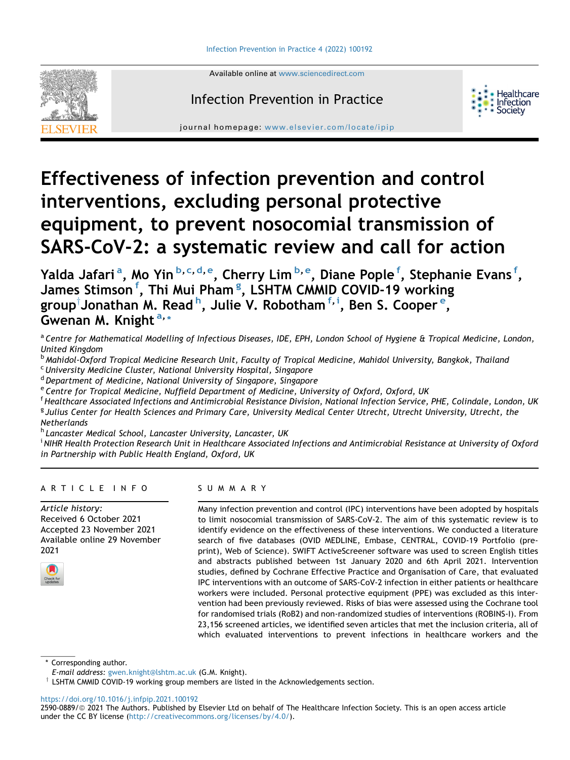# Effectiveness of infection prevention and control interventions, excluding personal protective equipment, to prevent nosocomial transmission of SARS-CoV-2: a systematic review and call for action

Yalda Jafari[a], Mo Yin[b,c,d,e], Cherry Lim[b,e], Diane Pople[f], Stephanie Evans[f], James Stimson[f], Thi Mui Pham[g], LSHTM CMMID COVID-19 working group[†] Jonathan M. Read[h], Julie V. Robotham[f,i], Ben S. Cooper[e], Gwenan M. Knight[a,*]

[a] *Centre for Mathematical Modelling of Infectious Diseases, IDE, EPH, London School of Hygiene & Tropical Medicine, London, United Kingdom*

[b] *Mahidol-Oxford Tropical Medicine Research Unit, Faculty of Tropical Medicine, Mahidol University, Bangkok, Thailand*

[c] *University Medicine Cluster, National University Hospital, Singapore*

[d] *Department of Medicine, National University of Singapore, Singapore*

[e] *Centre for Tropical Medicine, Nuffield Department of Medicine, University of Oxford, Oxford, UK*

[f] *Healthcare Associated Infections and Antimicrobial Resistance Division, National Infection Service, PHE, Colindale, London, UK*

[g] *Julius Center for Health Sciences and Primary Care, University Medical Center Utrecht, Utrecht University, Utrecht, the Netherlands*

[h] *Lancaster Medical School, Lancaster University, Lancaster, UK*

[i] *NIHR Health Protection Research Unit in Healthcare Associated Infections and Antimicrobial Resistance at University of Oxford in Partnership with Public Health England, Oxford, UK*

## ARTICLE INFO

*Article history:*
Received 6 October 2021
Accepted 23 November 2021
Available online 29 November 2021

## SUMMARY

Many infection prevention and control (IPC) interventions have been adopted by hospitals to limit nosocomial transmission of SARS-CoV-2. The aim of this systematic review is to identify evidence on the effectiveness of these interventions. We conducted a literature search of five databases (OVID MEDLINE, Embase, CENTRAL, COVID-19 Portfolio (pre-print), Web of Science). SWIFT ActiveScreener software was used to screen English titles and abstracts published between 1st January 2020 and 6th April 2021. Intervention studies, defined by Cochrane Effective Practice and Organisation of Care, that evaluated IPC interventions with an outcome of SARS-CoV-2 infection in either patients or healthcare workers were included. Personal protective equipment (PPE) was excluded as this intervention had been previously reviewed. Risks of bias were assessed using the Cochrane tool for randomised trials (RoB2) and non-randomized studies of interventions (ROBINS-I). From 23,156 screened articles, we identified seven articles that met the inclusion criteria, all of which evaluated interventions to prevent infections in healthcare workers and the

\* Corresponding author.
*E-mail address:* gwen.knight@lshtm.ac.uk (G.M. Knight).
† LSHTM CMMID COVID-19 working group members are listed in the Acknowledgements section.

https://doi.org/10.1016/j.infpip.2021.100192
2590-0889/© 2021 The Authors. Published by Elsevier Ltd on behalf of The Healthcare Infection Society. This is an open access article under the CC BY license (http://creativecommons.org/licenses/by/4.0/).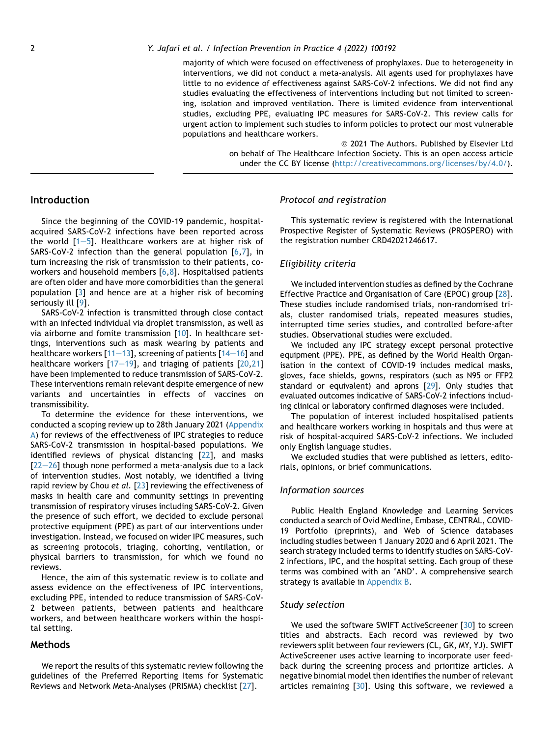majority of which were focused on effectiveness of prophylaxes. Due to heterogeneity in interventions, we did not conduct a meta-analysis. All agents used for prophylaxes have little to no evidence of effectiveness against SARS-CoV-2 infections. We did not find any studies evaluating the effectiveness of interventions including but not limited to screening, isolation and improved ventilation. There is limited evidence from interventional studies, excluding PPE, evaluating IPC measures for SARS-CoV-2. This review calls for urgent action to implement such studies to inform policies to protect our most vulnerable populations and healthcare workers.

© 2021 The Authors. Published by Elsevier Ltd on behalf of The Healthcare Infection Society. This is an open access article under the CC BY license (http://creativecommons.org/licenses/by/4.0/).

## Introduction

Since the beginning of the COVID-19 pandemic, hospital-acquired SARS-CoV-2 infections have been reported across the world [1–5]. Healthcare workers are at higher risk of SARS-CoV-2 infection than the general population [6,7], in turn increasing the risk of transmission to their patients, co-workers and household members [6,8]. Hospitalised patients are often older and have more comorbidities than the general population [3] and hence are at a higher risk of becoming seriously ill [9].

SARS-CoV-2 infection is transmitted through close contact with an infected individual via droplet transmission, as well as via airborne and fomite transmission [10]. In healthcare settings, interventions such as mask wearing by patients and healthcare workers [11–13], screening of patients [14–16] and healthcare workers [17–19], and triaging of patients [20,21] have been implemented to reduce transmission of SARS-CoV-2. These interventions remain relevant despite emergence of new variants and uncertainties in effects of vaccines on transmissibility.

To determine the evidence for these interventions, we conducted a scoping review up to 28th January 2021 (Appendix A) for reviews of the effectiveness of IPC strategies to reduce SARS-CoV-2 transmission in hospital-based populations. We identified reviews of physical distancing [22], and masks [22–26] though none performed a meta-analysis due to a lack of intervention studies. Most notably, we identified a living rapid review by Chou *et al.* [23] reviewing the effectiveness of masks in health care and community settings in preventing transmission of respiratory viruses including SARS-CoV-2. Given the presence of such effort, we decided to exclude personal protective equipment (PPE) as part of our interventions under investigation. Instead, we focused on wider IPC measures, such as screening protocols, triaging, cohorting, ventilation, or physical barriers to transmission, for which we found no reviews.

Hence, the aim of this systematic review is to collate and assess evidence on the effectiveness of IPC interventions, excluding PPE, intended to reduce transmission of SARS-CoV-2 between patients, between patients and healthcare workers, and between healthcare workers within the hospital setting.

## Methods

We report the results of this systematic review following the guidelines of the Preferred Reporting Items for Systematic Reviews and Network Meta-Analyses (PRISMA) checklist [27].

### *Protocol and registration*

This systematic review is registered with the International Prospective Register of Systematic Reviews (PROSPERO) with the registration number CRD42021246617.

### *Eligibility criteria*

We included intervention studies as defined by the Cochrane Effective Practice and Organisation of Care (EPOC) group [28]. These studies include randomised trials, non-randomised trials, cluster randomised trials, repeated measures studies, interrupted time series studies, and controlled before-after studies. Observational studies were excluded.

We included any IPC strategy except personal protective equipment (PPE). PPE, as defined by the World Health Organisation in the context of COVID-19 includes medical masks, gloves, face shields, gowns, respirators (such as N95 or FFP2 standard or equivalent) and aprons [29]. Only studies that evaluated outcomes indicative of SARS-CoV-2 infections including clinical or laboratory confirmed diagnoses were included.

The population of interest included hospitalised patients and healthcare workers working in hospitals and thus were at risk of hospital-acquired SARS-CoV-2 infections. We included only English language studies.

We excluded studies that were published as letters, editorials, opinions, or brief communications.

### *Information sources*

Public Health England Knowledge and Learning Services conducted a search of Ovid Medline, Embase, CENTRAL, COVID-19 Portfolio (preprints), and Web of Science databases including studies between 1 January 2020 and 6 April 2021. The search strategy included terms to identify studies on SARS-CoV-2 infections, IPC, and the hospital setting. Each group of these terms was combined with an 'AND'. A comprehensive search strategy is available in Appendix B.

### *Study selection*

We used the software SWIFT ActiveScreener [30] to screen titles and abstracts. Each record was reviewed by two reviewers split between four reviewers (CL, GK, MY, YJ). SWIFT ActiveScreener uses active learning to incorporate user feedback during the screening process and prioritize articles. A negative binomial model then identifies the number of relevant articles remaining [30]. Using this software, we reviewed a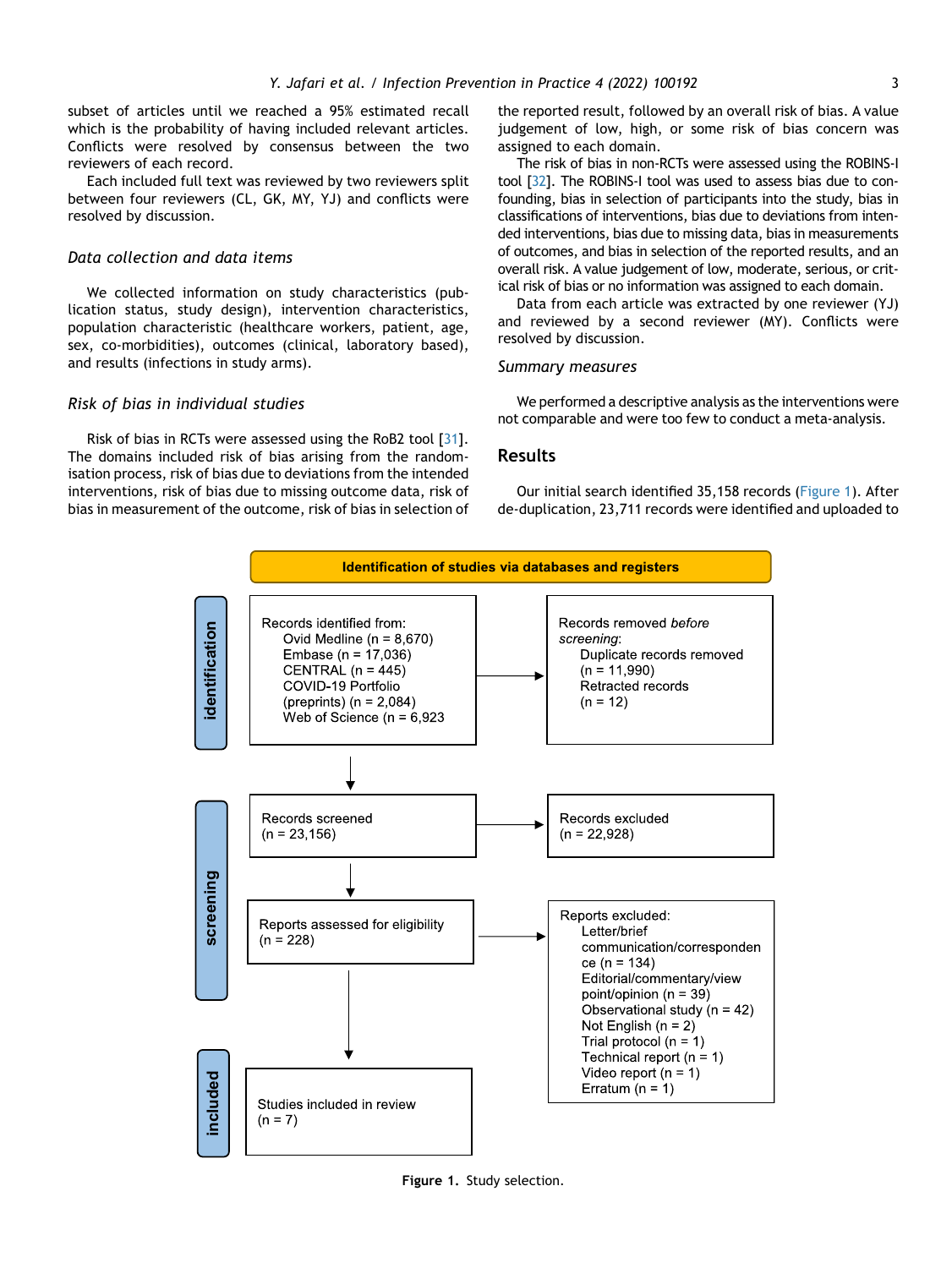subset of articles until we reached a 95% estimated recall which is the probability of having included relevant articles. Conflicts were resolved by consensus between the two reviewers of each record.

Each included full text was reviewed by two reviewers split between four reviewers (CL, GK, MY, YJ) and conflicts were resolved by discussion.

### Data collection and data items

We collected information on study characteristics (publication status, study design), intervention characteristics, population characteristic (healthcare workers, patient, age, sex, co-morbidities), outcomes (clinical, laboratory based), and results (infections in study arms).

### Risk of bias in individual studies

Risk of bias in RCTs were assessed using the RoB2 tool [31]. The domains included risk of bias arising from the randomisation process, risk of bias due to deviations from the intended interventions, risk of bias due to missing outcome data, risk of bias in measurement of the outcome, risk of bias in selection of the reported result, followed by an overall risk of bias. A value judgement of low, high, or some risk of bias concern was assigned to each domain.

The risk of bias in non-RCTs were assessed using the ROBINS-I tool [32]. The ROBINS-I tool was used to assess bias due to confounding, bias in selection of participants into the study, bias in classifications of interventions, bias due to deviations from intended interventions, bias due to missing data, bias in measurements of outcomes, and bias in selection of the reported results, and an overall risk. A value judgement of low, moderate, serious, or critical risk of bias or no information was assigned to each domain.

Data from each article was extracted by one reviewer (YJ) and reviewed by a second reviewer (MY). Conflicts were resolved by discussion.

### Summary measures

We performed a descriptive analysis as the interventions were not comparable and were too few to conduct a meta-analysis.

## Results

Our initial search identified 35,158 records (Figure 1). After de-duplication, 23,711 records were identified and uploaded to

**Identification of studies via databases and registers**

**Identification**

Records identified from:
- Ovid Medline (n = 8,670)
- Embase (n = 17,036)
- CENTRAL (n = 445)
- COVID-19 Portfolio (preprints) (n = 2,084)
- Web of Science (n = 6,923)

→ Records removed *before screening*:
- Duplicate records removed (n = 11,990)
- Retracted records (n = 12)

**Screening**

Records screened (n = 23,156) → Records excluded (n = 22,928)

Reports assessed for eligibility (n = 228) → Reports excluded:
- Letter/brief communication/correspondence (n = 134)
- Editorial/commentary/view point/opinion (n = 39)
- Observational study (n = 42)
- Not English (n = 2)
- Trial protocol (n = 1)
- Technical report (n = 1)
- Video report (n = 1)
- Erratum (n = 1)

**Included**

Studies included in review (n = 7)

**Figure 1.** Study selection.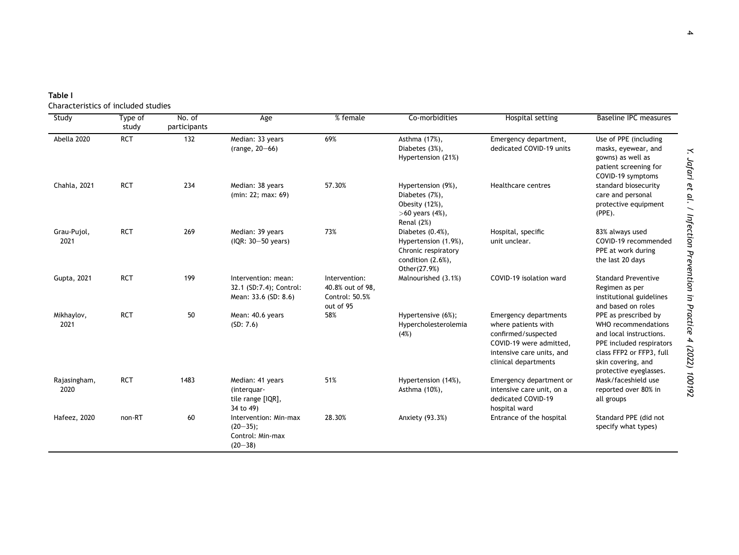**Table I**

Characteristics of included studies

| Study | Type of study | No. of participants | Age | % female | Co-morbidities | Hospital setting | Baseline IPC measures |
|---|---|---|---|---|---|---|---|
| Abella 2020 | RCT | 132 | Median: 33 years (range, 20–66) | 69% | Asthma (17%), Diabetes (3%), Hypertension (21%) | Emergency department, dedicated COVID-19 units | Use of PPE (including masks, eyewear, and gowns) as well as patient screening for COVID-19 symptoms |
| Chahla, 2021 | RCT | 234 | Median: 38 years (min: 22; max: 69) | 57.30% | Hypertension (9%), Diabetes (7%), Obesity (12%), >60 years (4%), Renal (2%) | Healthcare centres | standard biosecurity care and personal protective equipment (PPE). |
| Grau-Pujol, 2021 | RCT | 269 | Median: 39 years (IQR: 30–50 years) | 73% | Diabetes (0.4%), Hypertension (1.9%), Chronic respiratory condition (2.6%), Other(27.9%) | Hospital, specific unit unclear. | 83% always used COVID-19 recommended PPE at work during the last 20 days |
| Gupta, 2021 | RCT | 199 | Intervention: mean: 32.1 (SD:7.4); Control: Mean: 33.6 (SD: 8.6) | Intervention: 40.8% out of 98, Control: 50.5% out of 95 | Malnourished (3.1%) | COVID-19 isolation ward | Standard Preventive Regimen as per institutional guidelines and based on roles |
| Mikhaylov, 2021 | RCT | 50 | Mean: 40.6 years (SD: 7.6) | 58% | Hypertensive (6%); Hypercholesterolemia (4%) | Emergency departments where patients with confirmed/suspected COVID-19 were admitted, intensive care units, and clinical departments | PPE as prescribed by WHO recommendations and local instructions. PPE included respirators class FFP2 or FFP3, full skin covering, and protective eyeglasses. |
| Rajasingham, 2020 | RCT | 1483 | Median: 41 years (interquartile range [IQR], 34 to 49) | 51% | Hypertension (14%), Asthma (10%), | Emergency department or intensive care unit, on a dedicated COVID-19 hospital ward | Mask/faceshield use reported over 80% in all groups |
| Hafeez, 2020 | non-RT | 60 | Intervention: Min-max (20–35); Control: Min-max (20–38) | 28.30% | Anxiety (93.3%) | Entrance of the hospital | Standard PPE (did not specify what types) |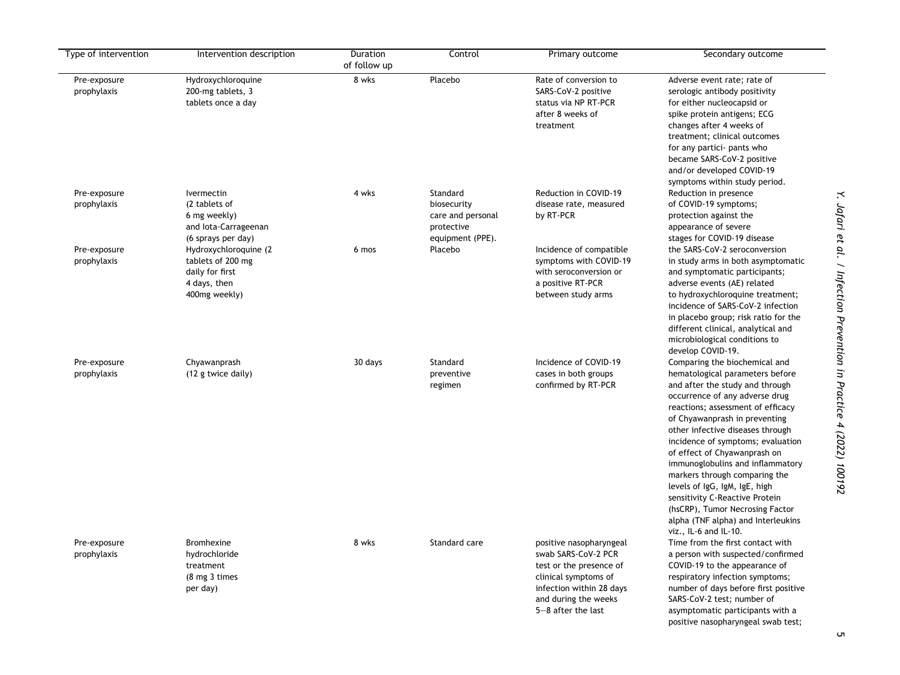| Type of intervention | Intervention description | Duration of follow up | Control | Primary outcome | Secondary outcome |
|---|---|---|---|---|---|
| Pre-exposure prophylaxis | Hydroxychloroquine 200-mg tablets, 3 tablets once a day | 8 wks | Placebo | Rate of conversion to SARS-CoV-2 positive status via NP RT-PCR after 8 weeks of treatment | Adverse event rate; rate of serologic antibody positivity for either nucleocapsid or spike protein antigens; ECG changes after 4 weeks of treatment; clinical outcomes for any partici- pants who became SARS-CoV-2 positive and/or developed COVID-19 symptoms within study period. |
| Pre-exposure prophylaxis | Ivermectin (2 tablets of 6 mg weekly) and Iota-Carrageenan (6 sprays per day) | 4 wks | Standard biosecurity care and personal protective equipment (PPE). | Reduction in COVID-19 disease rate, measured by RT-PCR | Reduction in presence of COVID-19 symptoms; protection against the appearance of severe stages for COVID-19 disease |
| Pre-exposure prophylaxis | Hydroxychloroquine (2 tablets of 200 mg daily for first 4 days, then 400mg weekly) | 6 mos | Placebo | Incidence of compatible symptoms with COVID-19 with seroconversion or a positive RT-PCR between study arms | the SARS-CoV-2 seroconversion in study arms in both asymptomatic and symptomatic participants; adverse events (AE) related to hydroxychloroquine treatment; incidence of SARS-CoV-2 infection in placebo group; risk ratio for the different clinical, analytical and microbiological conditions to develop COVID-19. |
| Pre-exposure prophylaxis | Chyawanprash (12 g twice daily) | 30 days | Standard preventive regimen | Incidence of COVID-19 cases in both groups confirmed by RT-PCR | Comparing the biochemical and hematological parameters before and after the study and through occurrence of any adverse drug reactions; assessment of efficacy of Chyawanprash in preventing other infective diseases through incidence of symptoms; evaluation of effect of Chyawanprash on immunoglobulins and inflammatory markers through comparing the levels of IgG, IgM, IgE, high sensitivity C-Reactive Protein (hsCRP), Tumor Necrosing Factor alpha (TNF alpha) and Interleukins viz., IL-6 and IL-10. |
| Pre-exposure prophylaxis | Bromhexine hydrochloride treatment (8 mg 3 times per day) | 8 wks | Standard care | positive nasopharyngeal swab SARS-CoV-2 PCR test or the presence of clinical symptoms of infection within 28 days and during the weeks 5–8 after the last | Time from the first contact with a person with suspected/confirmed COVID-19 to the appearance of respiratory infection symptoms; number of days before first positive SARS-CoV-2 test; number of asymptomatic participants with a positive nasopharyngeal swab test; |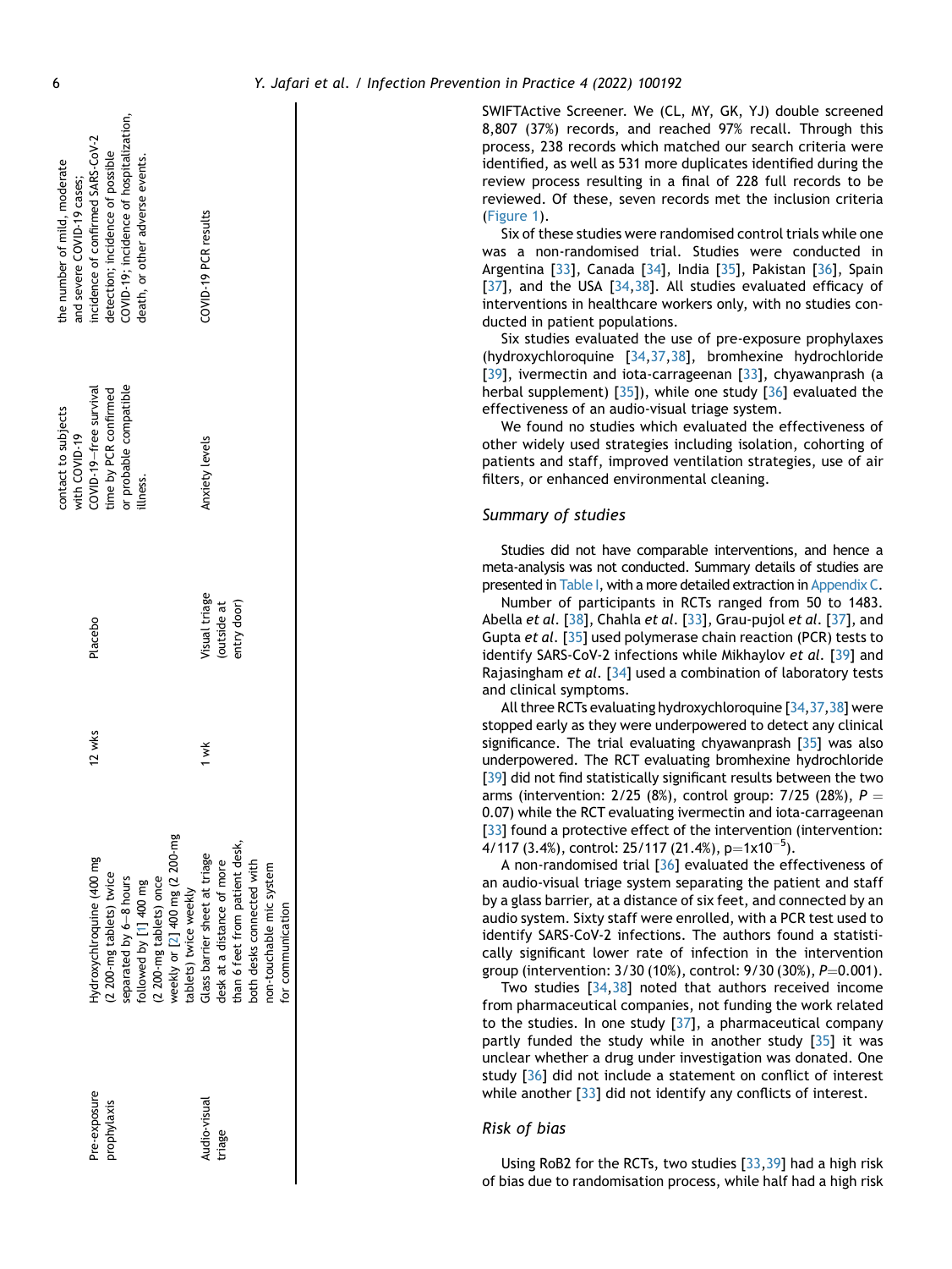| Pre-exposure prophylaxis | Hydroxychloroquine (400 mg (2 200-mg tablets) twice separated by 6–8 hours followed by [1] 400 mg (2 200-mg tablets) once weekly or [2] 400 mg (2 200-mg tablets) twice weekly | 12 wks | Placebo | contact to subjects with COVID-19 COVID-19–free survival time by PCR confirmed or probable compatible illness. | the number of mild, moderate and severe COVID-19 cases; incidence of confirmed SARS-CoV-2 incidence of possible detection; COVID-19; incidence of hospitalization, death, or other adverse events. |
|---|---|---|---|---|---|
| Audio-visual triage | Glass barrier sheet at triage desk at a distance of more than 6 feet from patient desk, both desks connected with non-touchable mic system for communication | 1 wk | Visual triage (outside at entry door) | Anxiety levels | COVID-19 PCR results |

SWIFTActive Screener. We (CL, MY, GK, YJ) double screened 8,807 (37%) records, and reached 97% recall. Through this process, 238 records which matched our search criteria were identified, as well as 531 more duplicates identified during the review process resulting in a final of 228 full records to be reviewed. Of these, seven records met the inclusion criteria (Figure 1).

Six of these studies were randomised control trials while one was a non-randomised trial. Studies were conducted in Argentina [33], Canada [34], India [35], Pakistan [36], Spain [37], and the USA [34,38]. All studies evaluated efficacy of interventions in healthcare workers only, with no studies conducted in patient populations.

Six studies evaluated the use of pre-exposure prophylaxes (hydroxychloroquine [34,37,38], bromhexine hydrochloride [39], ivermectin and iota-carrageenan [33], chyawanprash (a herbal supplement) [35]), while one study [36] evaluated the effectiveness of an audio-visual triage system.

We found no studies which evaluated the effectiveness of other widely used strategies including isolation, cohorting of patients and staff, improved ventilation strategies, use of air filters, or enhanced environmental cleaning.

## Summary of studies

Studies did not have comparable interventions, and hence a meta-analysis was not conducted. Summary details of studies are presented in Table I, with a more detailed extraction in Appendix C.

Number of participants in RCTs ranged from 50 to 1483. Abella *et al*. [38], Chahla *et al*. [33], Grau-pujol *et al*. [37], and Gupta *et al*. [35] used polymerase chain reaction (PCR) tests to identify SARS-CoV-2 infections while Mikhaylov *et al*. [39] and Rajasingham *et al*. [34] used a combination of laboratory tests and clinical symptoms.

All three RCTs evaluating hydroxychloroquine [34,37,38] were stopped early as they were underpowered to detect any clinical significance. The trial evaluating chyawanprash [35] was also underpowered. The RCT evaluating bromhexine hydrochloride [39] did not find statistically significant results between the two arms (intervention: 2/25 (8%), control group: 7/25 (28%), $P = 0.07$) while the RCT evaluating ivermectin and iota-carrageenan [33] found a protective effect of the intervention (intervention: 4/117 (3.4%), control: 25/117 (21.4%), $p = 1 \times 10^{-5}$).

A non-randomised trial [36] evaluated the effectiveness of an audio-visual triage system separating the patient and staff by a glass barrier, at a distance of six feet, and connected by an audio system. Sixty staff were enrolled, with a PCR test used to identify SARS-CoV-2 infections. The authors found a statistically significant lower rate of infection in the intervention group (intervention: 3/30 (10%), control: 9/30 (30%), $P = 0.001$).

Two studies [34,38] noted that authors received income from pharmaceutical companies, not funding the work related to the studies. In one study [37], a pharmaceutical company partly funded the study while in another study [35] it was unclear whether a drug under investigation was donated. One study [36] did not include a statement on conflict of interest while another [33] did not identify any conflicts of interest.

## Risk of bias

Using RoB2 for the RCTs, two studies [33,39] had a high risk of bias due to randomisation process, while half had a high risk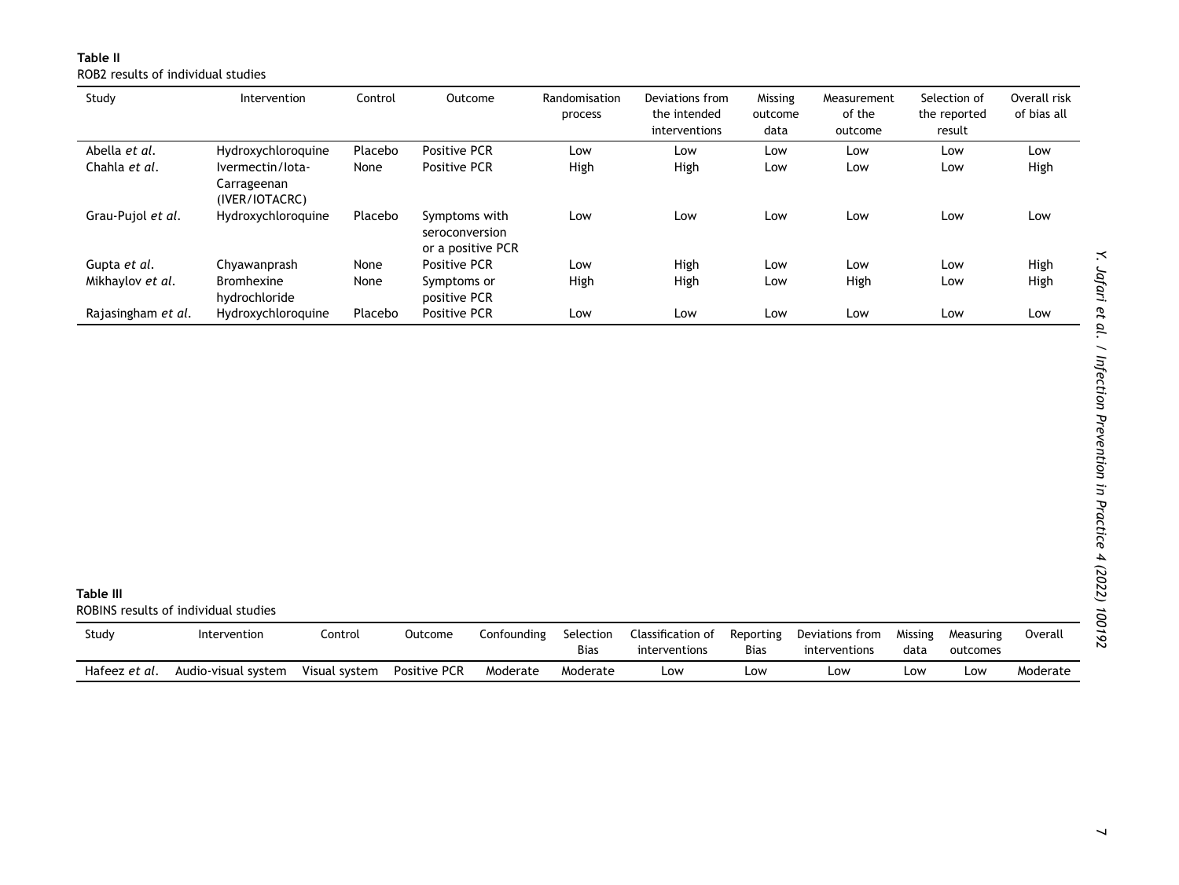**Table II**

ROB2 results of individual studies

| Study | Intervention | Control | Outcome | Randomisation process | Deviations from the intended interventions | Missing outcome data | Measurement of the outcome | Selection of the reported result | Overall risk of bias all |
|---|---|---|---|---|---|---|---|---|---|
| Abella *et al.* | Hydroxychloroquine | Placebo | Positive PCR | Low | Low | Low | Low | Low | Low |
| Chahla *et al.* | Ivermectin/Iota-Carrageenan (IVER/IOTACRC) | None | Positive PCR | High | High | Low | Low | Low | High |
| Grau-Pujol *et al.* | Hydroxychloroquine | Placebo | Symptoms with seroconversion or a positive PCR | Low | Low | Low | Low | Low | Low |
| Gupta *et al.* | Chyawanprash | None | Positive PCR | Low | High | Low | Low | Low | High |
| Mikhaylov *et al.* | Bromhexine hydrochloride | None | Symptoms or positive PCR | High | High | Low | High | Low | High |
| Rajasingham *et al.* | Hydroxychloroquine | Placebo | Positive PCR | Low | Low | Low | Low | Low | Low |

**Table III**

ROBINS results of individual studies

| Study | Intervention | Control | Outcome | Confounding | Selection Bias | Classification of interventions | Reporting Bias | Deviations from interventions | Missing data | Measuring outcomes | Overall |
|---|---|---|---|---|---|---|---|---|---|---|---|
| Hafeez *et al.* | Audio-visual system | Visual system | Positive PCR | Moderate | Moderate | Low | Low | Low | Low | Low | Moderate |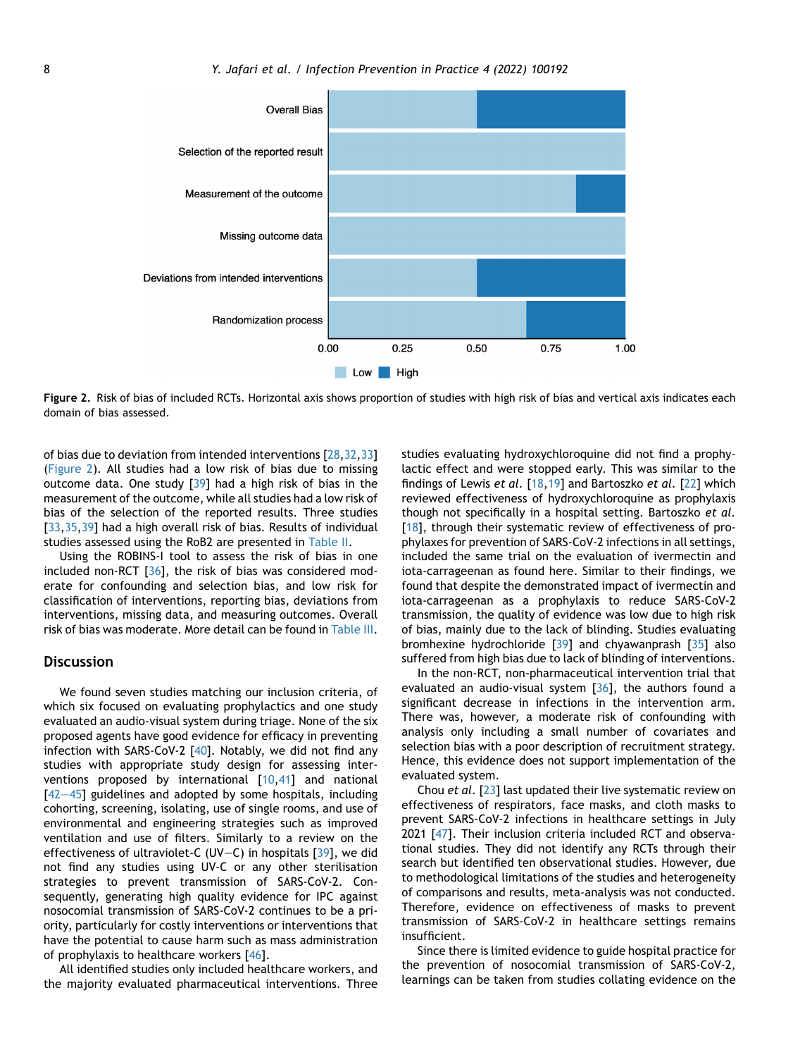Figure 2. Risk of bias of included RCTs. Horizontal axis shows proportion of studies with high risk of bias and vertical axis indicates each domain of bias assessed.

of bias due to deviation from intended interventions [28,32,33] (Figure 2). All studies had a low risk of bias due to missing outcome data. One study [39] had a high risk of bias in the measurement of the outcome, while all studies had a low risk of bias of the selection of the reported results. Three studies [33,35,39] had a high overall risk of bias. Results of individual studies assessed using the RoB2 are presented in Table II.

Using the ROBINS-I tool to assess the risk of bias in one included non-RCT [36], the risk of bias was considered moderate for confounding and selection bias, and low risk for classification of interventions, reporting bias, deviations from interventions, missing data, and measuring outcomes. Overall risk of bias was moderate. More detail can be found in Table III.

## Discussion

We found seven studies matching our inclusion criteria, of which six focused on evaluating prophylactics and one study evaluated an audio-visual system during triage. None of the six proposed agents have good evidence for efficacy in preventing infection with SARS-CoV-2 [40]. Notably, we did not find any studies with appropriate study design for assessing interventions proposed by international [10,41] and national [42–45] guidelines and adopted by some hospitals, including cohorting, screening, isolating, use of single rooms, and use of environmental and engineering strategies such as improved ventilation and use of filters. Similarly to a review on the effectiveness of ultraviolet-C (UV–C) in hospitals [39], we did not find any studies using UV-C or any other sterilisation strategies to prevent transmission of SARS-CoV-2. Consequently, generating high quality evidence for IPC against nosocomial transmission of SARS-CoV-2 continues to be a priority, particularly for costly interventions or interventions that have the potential to cause harm such as mass administration of prophylaxis to healthcare workers [46].

All identified studies only included healthcare workers, and the majority evaluated pharmaceutical interventions. Three studies evaluating hydroxychloroquine did not find a prophylactic effect and were stopped early. This was similar to the findings of Lewis *et al*. [18,19] and Bartoszko *et al*. [22] which reviewed effectiveness of hydroxychloroquine as prophylaxis though not specifically in a hospital setting. Bartoszko *et al*. [18], through their systematic review of effectiveness of prophylaxes for prevention of SARS-CoV-2 infections in all settings, included the same trial on the evaluation of ivermectin and iota-carrageenan as found here. Similar to their findings, we found that despite the demonstrated impact of ivermectin and iota-carrageenan as a prophylaxis to reduce SARS-CoV-2 transmission, the quality of evidence was low due to high risk of bias, mainly due to the lack of blinding. Studies evaluating bromhexine hydrochloride [39] and chyawanprash [35] also suffered from high bias due to lack of blinding of interventions.

In the non-RCT, non-pharmaceutical intervention trial that evaluated an audio-visual system [36], the authors found a significant decrease in infections in the intervention arm. There was, however, a moderate risk of confounding with analysis only including a small number of covariates and selection bias with a poor description of recruitment strategy. Hence, this evidence does not support implementation of the evaluated system.

Chou *et al*. [23] last updated their live systematic review on effectiveness of respirators, face masks, and cloth masks to prevent SARS-CoV-2 infections in healthcare settings in July 2021 [47]. Their inclusion criteria included RCT and observational studies. They did not identify any RCTs through their search but identified ten observational studies. However, due to methodological limitations of the studies and heterogeneity of comparisons and results, meta-analysis was not conducted. Therefore, evidence on effectiveness of masks to prevent transmission of SARS-CoV-2 in healthcare settings remains insufficient.

Since there is limited evidence to guide hospital practice for the prevention of nosocomial transmission of SARS-CoV-2, learnings can be taken from studies collating evidence on the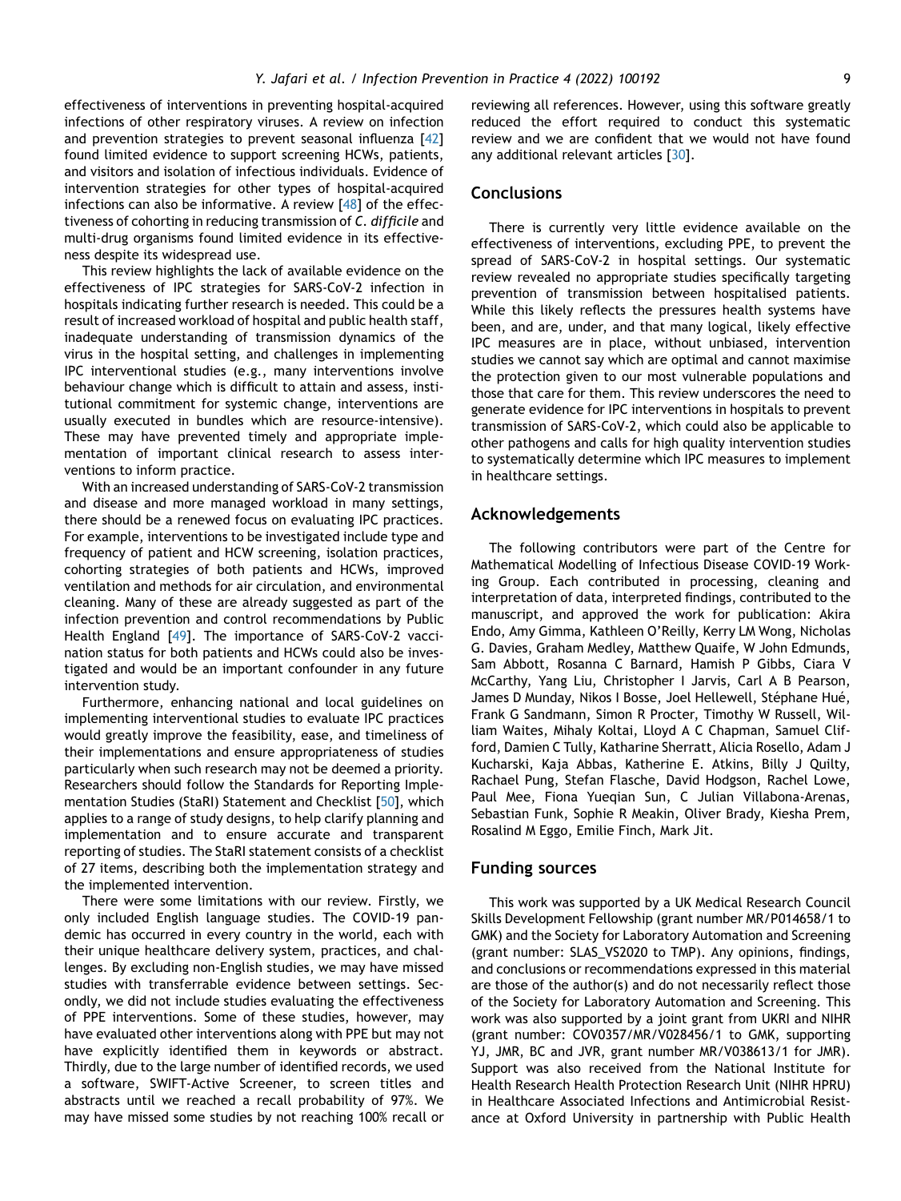effectiveness of interventions in preventing hospital-acquired infections of other respiratory viruses. A review on infection and prevention strategies to prevent seasonal influenza [42] found limited evidence to support screening HCWs, patients, and visitors and isolation of infectious individuals. Evidence of intervention strategies for other types of hospital-acquired infections can also be informative. A review [48] of the effectiveness of cohorting in reducing transmission of *C. difficile* and multi-drug organisms found limited evidence in its effectiveness despite its widespread use.

This review highlights the lack of available evidence on the effectiveness of IPC strategies for SARS-CoV-2 infection in hospitals indicating further research is needed. This could be a result of increased workload of hospital and public health staff, inadequate understanding of transmission dynamics of the virus in the hospital setting, and challenges in implementing IPC interventional studies (e.g., many interventions involve behaviour change which is difficult to attain and assess, institutional commitment for systemic change, interventions are usually executed in bundles which are resource-intensive). These may have prevented timely and appropriate implementation of important clinical research to assess interventions to inform practice.

With an increased understanding of SARS-CoV-2 transmission and disease and more managed workload in many settings, there should be a renewed focus on evaluating IPC practices. For example, interventions to be investigated include type and frequency of patient and HCW screening, isolation practices, cohorting strategies of both patients and HCWs, improved ventilation and methods for air circulation, and environmental cleaning. Many of these are already suggested as part of the infection prevention and control recommendations by Public Health England [49]. The importance of SARS-CoV-2 vaccination status for both patients and HCWs could also be investigated and would be an important confounder in any future intervention study.

Furthermore, enhancing national and local guidelines on implementing interventional studies to evaluate IPC practices would greatly improve the feasibility, ease, and timeliness of their implementations and ensure appropriateness of studies particularly when such research may not be deemed a priority. Researchers should follow the Standards for Reporting Implementation Studies (StaRI) Statement and Checklist [50], which applies to a range of study designs, to help clarify planning and implementation and to ensure accurate and transparent reporting of studies. The StaRI statement consists of a checklist of 27 items, describing both the implementation strategy and the implemented intervention.

There were some limitations with our review. Firstly, we only included English language studies. The COVID-19 pandemic has occurred in every country in the world, each with their unique healthcare delivery system, practices, and challenges. By excluding non-English studies, we may have missed studies with transferrable evidence between settings. Secondly, we did not include studies evaluating the effectiveness of PPE interventions. Some of these studies, however, may have evaluated other interventions along with PPE but may not have explicitly identified them in keywords or abstract. Thirdly, due to the large number of identified records, we used a software, SWIFT-Active Screener, to screen titles and abstracts until we reached a recall probability of 97%. We may have missed some studies by not reaching 100% recall or reviewing all references. However, using this software greatly reduced the effort required to conduct this systematic review and we are confident that we would not have found any additional relevant articles [30].

## Conclusions

There is currently very little evidence available on the effectiveness of interventions, excluding PPE, to prevent the spread of SARS-CoV-2 in hospital settings. Our systematic review revealed no appropriate studies specifically targeting prevention of transmission between hospitalised patients. While this likely reflects the pressures health systems have been, and are, under, and that many logical, likely effective IPC measures are in place, without unbiased, intervention studies we cannot say which are optimal and cannot maximise the protection given to our most vulnerable populations and those that care for them. This review underscores the need to generate evidence for IPC interventions in hospitals to prevent transmission of SARS-CoV-2, which could also be applicable to other pathogens and calls for high quality intervention studies to systematically determine which IPC measures to implement in healthcare settings.

## Acknowledgements

The following contributors were part of the Centre for Mathematical Modelling of Infectious Disease COVID-19 Working Group. Each contributed in processing, cleaning and interpretation of data, interpreted findings, contributed to the manuscript, and approved the work for publication: Akira Endo, Amy Gimma, Kathleen O'Reilly, Kerry LM Wong, Nicholas G. Davies, Graham Medley, Matthew Quaife, W John Edmunds, Sam Abbott, Rosanna C Barnard, Hamish P Gibbs, Ciara V McCarthy, Yang Liu, Christopher I Jarvis, Carl A B Pearson, James D Munday, Nikos I Bosse, Joel Hellewell, Stéphane Hué, Frank G Sandmann, Simon R Procter, Timothy W Russell, William Waites, Mihaly Koltai, Lloyd A C Chapman, Samuel Clifford, Damien C Tully, Katharine Sherratt, Alicia Rosello, Adam J Kucharski, Kaja Abbas, Katherine E. Atkins, Billy J Quilty, Rachael Pung, Stefan Flasche, David Hodgson, Rachel Lowe, Paul Mee, Fiona Yueqian Sun, C Julian Villabona-Arenas, Sebastian Funk, Sophie R Meakin, Oliver Brady, Kiesha Prem, Rosalind M Eggo, Emilie Finch, Mark Jit.

## Funding sources

This work was supported by a UK Medical Research Council Skills Development Fellowship (grant number MR/P014658/1 to GMK) and the Society for Laboratory Automation and Screening (grant number: SLAS_VS2020 to TMP). Any opinions, findings, and conclusions or recommendations expressed in this material are those of the author(s) and do not necessarily reflect those of the Society for Laboratory Automation and Screening. This work was also supported by a joint grant from UKRI and NIHR (grant number: COV0357/MR/V028456/1 to GMK, supporting YJ, JMR, BC and JVR, grant number MR/V038613/1 for JMR). Support was also received from the National Institute for Health Research Health Protection Research Unit (NIHR HPRU) in Healthcare Associated Infections and Antimicrobial Resistance at Oxford University in partnership with Public Health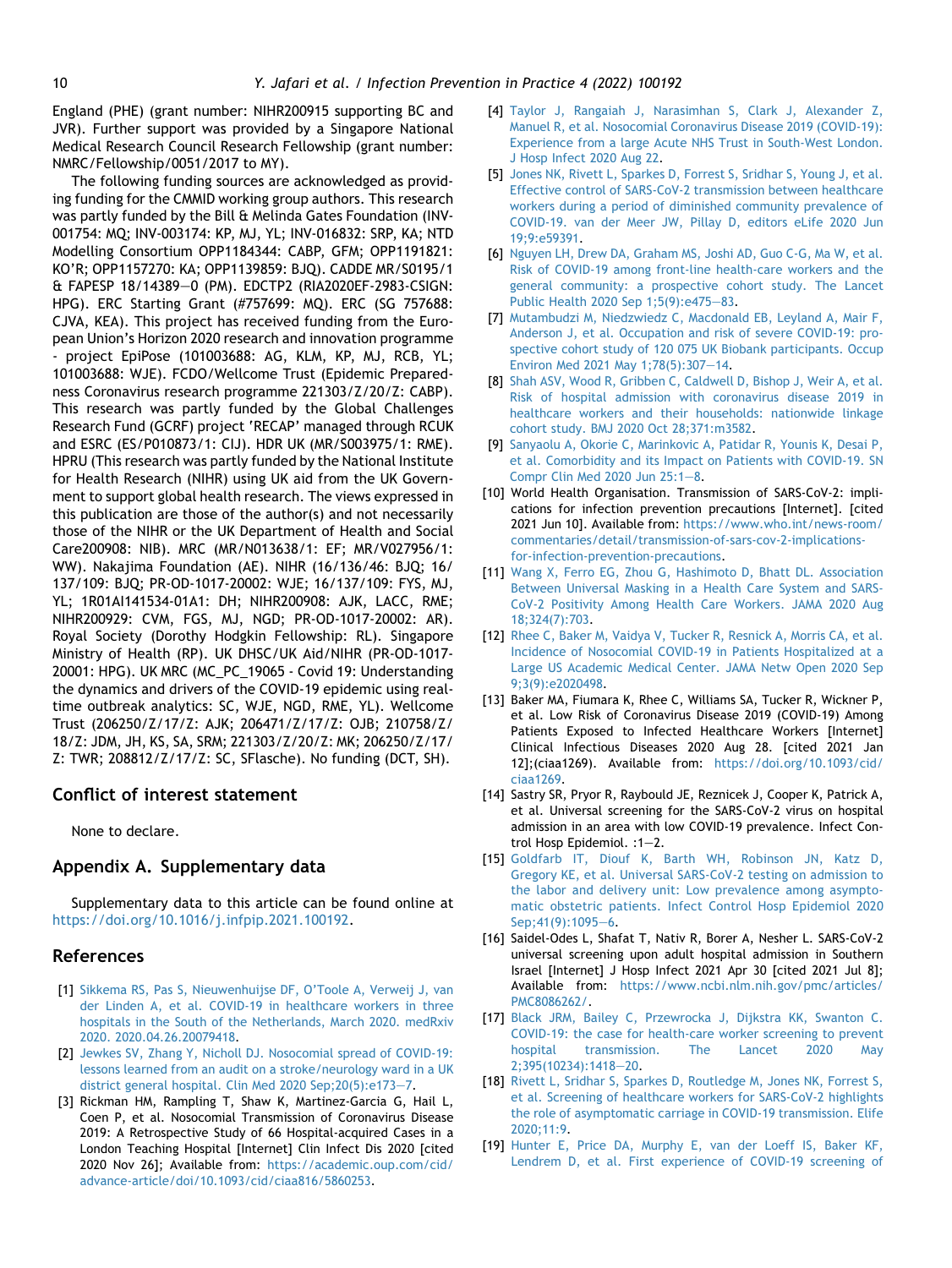England (PHE) (grant number: NIHR200915 supporting BC and JVR). Further support was provided by a Singapore National Medical Research Council Research Fellowship (grant number: NMRC/Fellowship/0051/2017 to MY).

The following funding sources are acknowledged as providing funding for the CMMID working group authors. This research was partly funded by the Bill & Melinda Gates Foundation (INV-001754: MQ; INV-003174: KP, MJ, YL; INV-016832: SRP, KA; NTD Modelling Consortium OPP1184344: CABP, GFM; OPP1191821: KO'R; OPP1157270: KA; OPP1139859: BJQ). CADDE MR/S0195/1 & FAPESP 18/14389−0 (PM). EDCTP2 (RIA2020EF-2983-CSIGN: HPG). ERC Starting Grant (#757699: MQ). ERC (SG 757688: CJVA, KEA). This project has received funding from the European Union's Horizon 2020 research and innovation programme - project EpiPose (101003688: AG, KLM, KP, MJ, RCB, YL; 101003688: WJE). FCDO/Wellcome Trust (Epidemic Preparedness Coronavirus research programme 221303/Z/20/Z: CABP). This research was partly funded by the Global Challenges Research Fund (GCRF) project 'RECAP' managed through RCUK and ESRC (ES/P010873/1: CIJ). HDR UK (MR/S003975/1: RME). HPRU (This research was partly funded by the National Institute for Health Research (NIHR) using UK aid from the UK Government to support global health research. The views expressed in this publication are those of the author(s) and not necessarily those of the NIHR or the UK Department of Health and Social Care200908: NIB). MRC (MR/N013638/1: EF; MR/V027956/1: WW). Nakajima Foundation (AE). NIHR (16/136/46: BJQ; 16/137/109: BJQ; PR-OD-1017-20002: WJE; 16/137/109: FYS, MJ, YL; 1R01AI141534-01A1: DH; NIHR200908: AJK, LACC, RME; NIHR200929: CVM, FGS, MJ, NGD; PR-OD-1017-20002: AR). Royal Society (Dorothy Hodgkin Fellowship: RL). Singapore Ministry of Health (RP). UK DHSC/UK Aid/NIHR (PR-OD-1017-20001: HPG). UK MRC (MC_PC_19065 - Covid 19: Understanding the dynamics and drivers of the COVID-19 epidemic using real-time outbreak analytics: SC, WJE, NGD, RME, YL). Wellcome Trust (206250/Z/17/Z: AJK; 206471/Z/17/Z: OJB; 210758/Z/18/Z: JDM, JH, KS, SA, SRM; 221303/Z/20/Z: MK; 206250/Z/17/Z: TWR; 208812/Z/17/Z: SC, SFlasche). No funding (DCT, SH).

## Conflict of interest statement

None to declare.

## Appendix A. Supplementary data

Supplementary data to this article can be found online at https://doi.org/10.1016/j.infpip.2021.100192.

## References

[1] Sikkema RS, Pas S, Nieuwenhuijse DF, O'Toole A, Verweij J, van der Linden A, et al. COVID-19 in healthcare workers in three hospitals in the South of the Netherlands, March 2020. medRxiv 2020. 2020.04.26.20079418.

[2] Jewkes SV, Zhang Y, Nicholl DJ. Nosocomial spread of COVID-19: lessons learned from an audit on a stroke/neurology ward in a UK district general hospital. Clin Med 2020 Sep;20(5):e173−7.

[3] Rickman HM, Rampling T, Shaw K, Martinez-Garcia G, Hail L, Coen P, et al. Nosocomial Transmission of Coronavirus Disease 2019: A Retrospective Study of 66 Hospital-acquired Cases in a London Teaching Hospital [Internet] Clin Infect Dis 2020 [cited 2020 Nov 26]; Available from: https://academic.oup.com/cid/advance-article/doi/10.1093/cid/ciaa816/5860253.

[4] Taylor J, Rangaiah J, Narasimhan S, Clark J, Alexander Z, Manuel R, et al. Nosocomial Coronavirus Disease 2019 (COVID-19): Experience from a large Acute NHS Trust in South-West London. J Hosp Infect 2020 Aug 22.

[5] Jones NK, Rivett L, Sparkes D, Forrest S, Sridhar S, Young J, et al. Effective control of SARS-CoV-2 transmission between healthcare workers during a period of diminished community prevalence of COVID-19. van der Meer JW, Pillay D, editors eLife 2020 Jun 19;9:e59391.

[6] Nguyen LH, Drew DA, Graham MS, Joshi AD, Guo C-G, Ma W, et al. Risk of COVID-19 among front-line health-care workers and the general community: a prospective cohort study. The Lancet Public Health 2020 Sep 1;5(9):e475−83.

[7] Mutambudzi M, Niedzwiedz C, Macdonald EB, Leyland A, Mair F, Anderson J, et al. Occupation and risk of severe COVID-19: prospective cohort study of 120 075 UK Biobank participants. Occup Environ Med 2021 May 1;78(5):307−14.

[8] Shah ASV, Wood R, Gribben C, Caldwell D, Bishop J, Weir A, et al. Risk of hospital admission with coronavirus disease 2019 in healthcare workers and their households: nationwide linkage cohort study. BMJ 2020 Oct 28;371:m3582.

[9] Sanyaolu A, Okorie C, Marinkovic A, Patidar R, Younis K, Desai P, et al. Comorbidity and its Impact on Patients with COVID-19. SN Compr Clin Med 2020 Jun 25:1−8.

[10] World Health Organisation. Transmission of SARS-CoV-2: implications for infection prevention precautions [Internet]. [cited 2021 Jun 10]. Available from: https://www.who.int/news-room/commentaries/detail/transmission-of-sars-cov-2-implications-for-infection-prevention-precautions.

[11] Wang X, Ferro EG, Zhou G, Hashimoto D, Bhatt DL. Association Between Universal Masking in a Health Care System and SARS-CoV-2 Positivity Among Health Care Workers. JAMA 2020 Aug 18;324(7):703.

[12] Rhee C, Baker M, Vaidya V, Tucker R, Resnick A, Morris CA, et al. Incidence of Nosocomial COVID-19 in Patients Hospitalized at a Large US Academic Medical Center. JAMA Netw Open 2020 Sep 9;3(9):e2020498.

[13] Baker MA, Fiumara K, Rhee C, Williams SA, Tucker R, Wickner P, et al. Low Risk of Coronavirus Disease 2019 (COVID-19) Among Patients Exposed to Infected Healthcare Workers [Internet] Clinical Infectious Diseases 2020 Aug 28. [cited 2021 Jan 12];(ciaa1269). Available from: https://doi.org/10.1093/cid/ciaa1269.

[14] Sastry SR, Pryor R, Raybould JE, Reznicek J, Cooper K, Patrick A, et al. Universal screening for the SARS-CoV-2 virus on hospital admission in an area with low COVID-19 prevalence. Infect Control Hosp Epidemiol. :1−2.

[15] Goldfarb IT, Diouf K, Barth WH, Robinson JN, Katz D, Gregory KE, et al. Universal SARS-CoV-2 testing on admission to the labor and delivery unit: Low prevalence among asymptomatic obstetric patients. Infect Control Hosp Epidemiol 2020 Sep;41(9):1095−6.

[16] Saidel-Odes L, Shafat T, Nativ R, Borer A, Nesher L. SARS-CoV-2 universal screening upon adult hospital admission in Southern Israel [Internet] J Hosp Infect 2021 Apr 30 [cited 2021 Jul 8]; Available from: https://www.ncbi.nlm.nih.gov/pmc/articles/PMC8086262/.

[17] Black JRM, Bailey C, Przewrocka J, Dijkstra KK, Swanton C. COVID-19: the case for health-care worker screening to prevent hospital transmission. The Lancet 2020 May 2;395(10234):1418−20.

[18] Rivett L, Sridhar S, Sparkes D, Routledge M, Jones NK, Forrest S, et al. Screening of healthcare workers for SARS-CoV-2 highlights the role of asymptomatic carriage in COVID-19 transmission. Elife 2020;11:9.

[19] Hunter E, Price DA, Murphy E, van der Loeff IS, Baker KF, Lendrem D, et al. First experience of COVID-19 screening of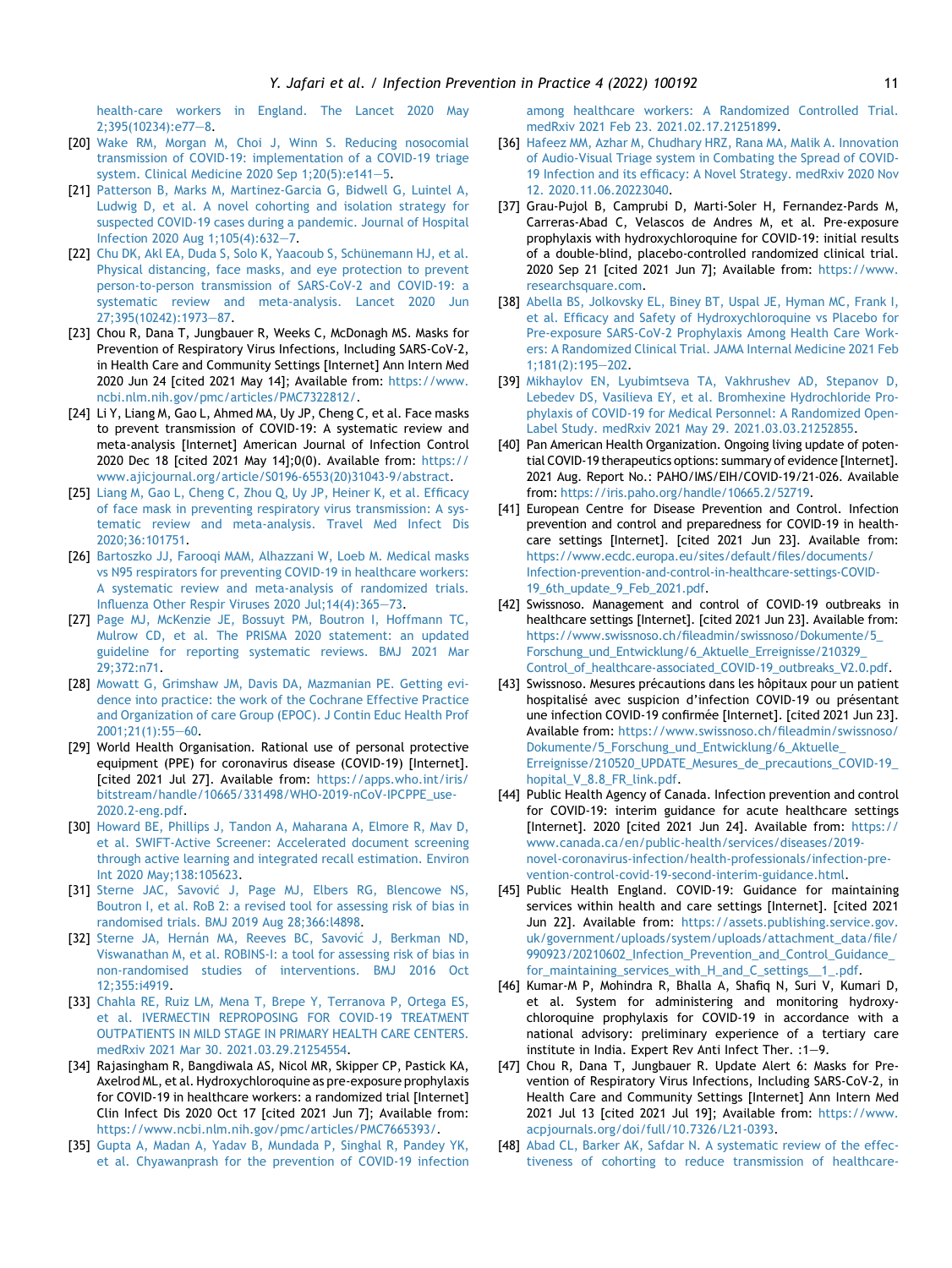health-care workers in England. The Lancet 2020 May 2;395(10234):e77–8.

[20] Wake RM, Morgan M, Choi J, Winn S. Reducing nosocomial transmission of COVID-19: implementation of a COVID-19 triage system. Clinical Medicine 2020 Sep 1;20(5):e141–5.

[21] Patterson B, Marks M, Martinez-Garcia G, Bidwell G, Luintel A, Ludwig D, et al. A novel cohorting and isolation strategy for suspected COVID-19 cases during a pandemic. Journal of Hospital Infection 2020 Aug 1;105(4):632–7.

[22] Chu DK, Akl EA, Duda S, Solo K, Yaacoub S, Schünemann HJ, et al. Physical distancing, face masks, and eye protection to prevent person-to-person transmission of SARS-CoV-2 and COVID-19: a systematic review and meta-analysis. Lancet 2020 Jun 27;395(10242):1973–87.

[23] Chou R, Dana T, Jungbauer R, Weeks C, McDonagh MS. Masks for Prevention of Respiratory Virus Infections, Including SARS-CoV-2, in Health Care and Community Settings [Internet] Ann Intern Med 2020 Jun 24 [cited 2021 May 14]; Available from: https://www.ncbi.nlm.nih.gov/pmc/articles/PMC7322812/.

[24] Li Y, Liang M, Gao L, Ahmed MA, Uy JP, Cheng C, et al. Face masks to prevent transmission of COVID-19: A systematic review and meta-analysis [Internet] American Journal of Infection Control 2020 Dec 18 [cited 2021 May 14];0(0). Available from: https://www.ajicjournal.org/article/S0196-6553(20)31043-9/abstract.

[25] Liang M, Gao L, Cheng C, Zhou Q, Uy JP, Heiner K, et al. Efficacy of face mask in preventing respiratory virus transmission: A systematic review and meta-analysis. Travel Med Infect Dis 2020;36:101751.

[26] Bartoszko JJ, Farooqi MAM, Alhazzani W, Loeb M. Medical masks vs N95 respirators for preventing COVID-19 in healthcare workers: A systematic review and meta-analysis of randomized trials. Influenza Other Respir Viruses 2020 Jul;14(4):365–73.

[27] Page MJ, McKenzie JE, Bossuyt PM, Boutron I, Hoffmann TC, Mulrow CD, et al. The PRISMA 2020 statement: an updated guideline for reporting systematic reviews. BMJ 2021 Mar 29;372:n71.

[28] Mowatt G, Grimshaw JM, Davis DA, Mazmanian PE. Getting evidence into practice: the work of the Cochrane Effective Practice and Organization of care Group (EPOC). J Contin Educ Health Prof 2001;21(1):55–60.

[29] World Health Organisation. Rational use of personal protective equipment (PPE) for coronavirus disease (COVID-19) [Internet]. [cited 2021 Jul 27]. Available from: https://apps.who.int/iris/bitstream/handle/10665/331498/WHO-2019-nCoV-IPCPPE_use-2020.2-eng.pdf.

[30] Howard BE, Phillips J, Tandon A, Maharana A, Elmore R, Mav D, et al. SWIFT-Active Screener: Accelerated document screening through active learning and integrated recall estimation. Environ Int 2020 May;138:105623.

[31] Sterne JAC, Savović J, Page MJ, Elbers RG, Blencowe NS, Boutron I, et al. RoB 2: a revised tool for assessing risk of bias in randomised trials. BMJ 2019 Aug 28;366:l4898.

[32] Sterne JA, Hernán MA, Reeves BC, Savović J, Berkman ND, Viswanathan M, et al. ROBINS-I: a tool for assessing risk of bias in non-randomised studies of interventions. BMJ 2016 Oct 12;355:i4919.

[33] Chahla RE, Ruiz LM, Mena T, Brepe Y, Terranova P, Ortega ES, et al. IVERMECTIN REPROPOSING FOR COVID-19 TREATMENT OUTPATIENTS IN MILD STAGE IN PRIMARY HEALTH CARE CENTERS. medRxiv 2021 Mar 30. 2021.03.29.21254554.

[34] Rajasingham R, Bangdiwala AS, Nicol MR, Skipper CP, Pastick KA, Axelrod ML, et al. Hydroxychloroquine as pre-exposure prophylaxis for COVID-19 in healthcare workers: a randomized trial [Internet] Clin Infect Dis 2020 Oct 17 [cited 2021 Jun 7]; Available from: https://www.ncbi.nlm.nih.gov/pmc/articles/PMC7665393/.

[35] Gupta A, Madan A, Yadav B, Mundada P, Singhal R, Pandey YK, et al. Chyawanprash for the prevention of COVID-19 infection among healthcare workers: A Randomized Controlled Trial. medRxiv 2021 Feb 23. 2021.02.17.21251899.

[36] Hafeez MM, Azhar M, Chudhary HRZ, Rana MA, Malik A. Innovation of Audio-Visual Triage system in Combating the Spread of COVID-19 Infection and its efficacy: A Novel Strategy. medRxiv 2020 Nov 12. 2020.11.06.20223040.

[37] Grau-Pujol B, Camprubi D, Marti-Soler H, Fernandez-Pards M, Carreras-Abad C, Velascos de Andres M, et al. Pre-exposure prophylaxis with hydroxychloroquine for COVID-19: initial results of a double-blind, placebo-controlled randomized clinical trial. 2020 Sep 21 [cited 2021 Jun 7]; Available from: https://www.researchsquare.com.

[38] Abella BS, Jolkovsky EL, Biney BT, Uspal JE, Hyman MC, Frank I, et al. Efficacy and Safety of Hydroxychloroquine vs Placebo for Pre-exposure SARS-CoV-2 Prophylaxis Among Health Care Workers: A Randomized Clinical Trial. JAMA Internal Medicine 2021 Feb 1;181(2):195–202.

[39] Mikhaylov EN, Lyubimtseva TA, Vakhrushev AD, Stepanov D, Lebedev DS, Vasilieva EY, et al. Bromhexine Hydrochloride Prophylaxis of COVID-19 for Medical Personnel: A Randomized Open-Label Study. medRxiv 2021 May 29. 2021.03.03.21252855.

[40] Pan American Health Organization. Ongoing living update of potential COVID-19 therapeutics options: summary of evidence [Internet]. 2021 Aug. Report No.: PAHO/IMS/EIH/COVID-19/21-026. Available from: https://iris.paho.org/handle/10665.2/52719.

[41] European Centre for Disease Prevention and Control. Infection prevention and control and preparedness for COVID-19 in healthcare settings [Internet]. [cited 2021 Jun 23]. Available from: https://www.ecdc.europa.eu/sites/default/files/documents/Infection-prevention-and-control-in-healthcare-settings-COVID-19_6th_update_9_Feb_2021.pdf.

[42] Swissnoso. Management and control of COVID-19 outbreaks in healthcare settings [Internet]. [cited 2021 Jun 23]. Available from: https://www.swissnoso.ch/fileadmin/swissnoso/Dokumente/5_Forschung_und_Entwicklung/6_Aktuelle_Erreignisse/210329_Control_of_healthcare-associated_COVID-19_outbreaks_V2.0.pdf.

[43] Swissnoso. Mesures précautions dans les hôpitaux pour un patient hospitalisé avec suspicion d'infection COVID-19 ou présentant une infection COVID-19 confirmée [Internet]. [cited 2021 Jun 23]. Available from: https://www.swissnoso.ch/fileadmin/swissnoso/Dokumente/5_Forschung_und_Entwicklung/6_Aktuelle_Erreignisse/210520_UPDATE_Mesures_de_precautions_COVID-19_hopital_V_8.8_FR_link.pdf.

[44] Public Health Agency of Canada. Infection prevention and control for COVID-19: interim guidance for acute healthcare settings [Internet]. 2020 [cited 2021 Jun 24]. Available from: https://www.canada.ca/en/public-health/services/diseases/2019-novel-coronavirus-infection/health-professionals/infection-prevention-control-covid-19-second-interim-guidance.html.

[45] Public Health England. COVID-19: Guidance for maintaining services within health and care settings [Internet]. [cited 2021 Jun 22]. Available from: https://assets.publishing.service.gov.uk/government/uploads/system/uploads/attachment_data/file/990923/20210602_Infection_Prevention_and_Control_Guidance_for_maintaining_services_with_H_and_C_settings__1_.pdf.

[46] Kumar-M P, Mohindra R, Bhalla A, Shafiq N, Suri V, Kumari D, et al. System for administering and monitoring hydroxychloroquine prophylaxis for COVID-19 in accordance with a national advisory: preliminary experience of a tertiary care institute in India. Expert Rev Anti Infect Ther. :1–9.

[47] Chou R, Dana T, Jungbauer R. Update Alert 6: Masks for Prevention of Respiratory Virus Infections, Including SARS-CoV-2, in Health Care and Community Settings [Internet] Ann Intern Med 2021 Jul 13 [cited 2021 Jul 19]; Available from: https://www.acpjournals.org/doi/full/10.7326/L21-0393.

[48] Abad CL, Barker AK, Safdar N. A systematic review of the effectiveness of cohorting to reduce transmission of healthcare-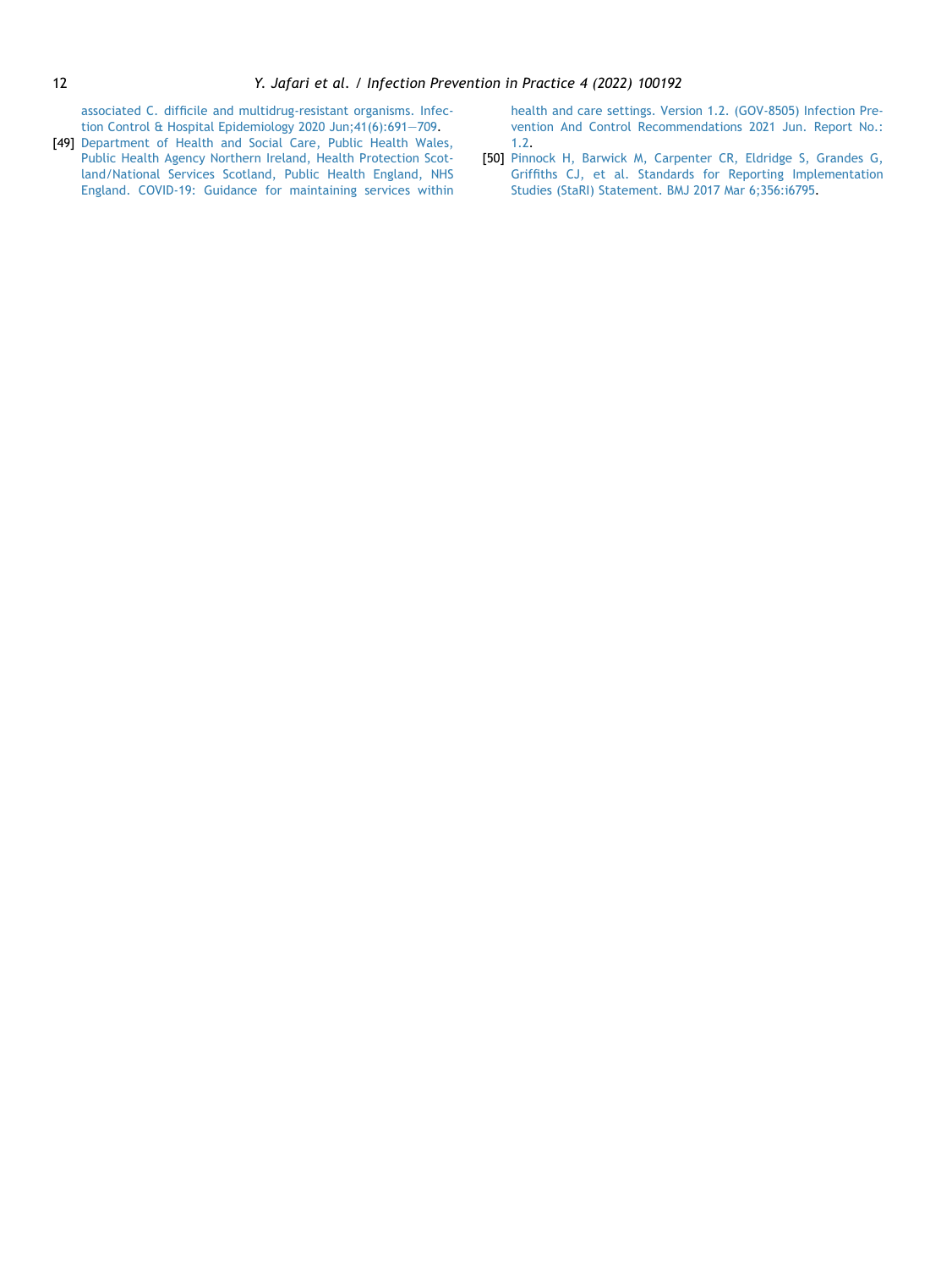associated C. difficile and multidrug-resistant organisms. Infection Control & Hospital Epidemiology 2020 Jun;41(6):691–709.

[49] Department of Health and Social Care, Public Health Wales, Public Health Agency Northern Ireland, Health Protection Scotland/National Services Scotland, Public Health England, NHS England. COVID-19: Guidance for maintaining services within health and care settings. Version 1.2. (GOV-8505) Infection Prevention And Control Recommendations 2021 Jun. Report No.: 1.2.

[50] Pinnock H, Barwick M, Carpenter CR, Eldridge S, Grandes G, Griffiths CJ, et al. Standards for Reporting Implementation Studies (StaRI) Statement. BMJ 2017 Mar 6;356:i6795.